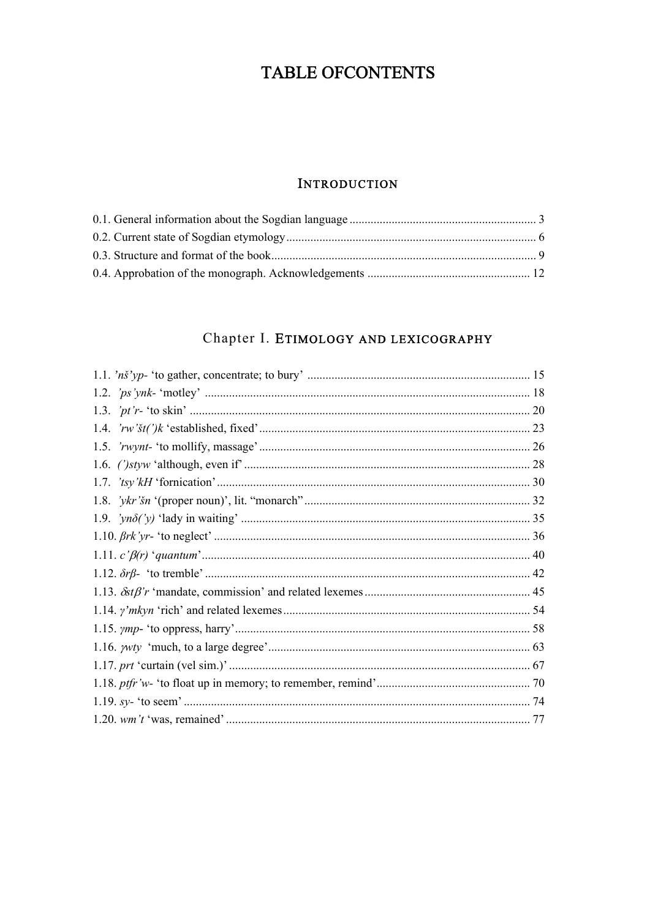# TABLE OFCONTENTS

## INTRODUCTION

0.1. General information about the Sogdian language ............................................................. 3
0.2. Current state of Sogdian etymology .................................................................................. 6
0.3. Structure and format of the book ....................................................................................... 9
0.4. Approbation of the monograph. Acknowledgements ..................................................... 12

## Chapter I. ETIMOLOGY AND LEXICOGRAPHY

1.1. *'nš'yp-* 'to gather, concentrate; to bury' .......................................................................... 15
1.2. *'ps'ynk-* 'motley' ........................................................................................................... 18
1.3. *'pt'r-* 'to skin' ................................................................................................................ 20
1.4. *'rw'št(')k* 'established, fixed' ......................................................................................... 23
1.5. *'rwynt-* 'to mollify, massage' ......................................................................................... 26
1.6. *(')styw* 'although, even if' .............................................................................................. 28
1.7. *'tsy'kH* 'fornication' ....................................................................................................... 30
1.8. *'ykr'šn* '(proper noun)', lit. "monarch" ........................................................................... 32
1.9. *'ynδ(')y)* 'lady in waiting' ................................................................................................ 35
1.10. *βrk'yr-* 'to neglect' ........................................................................................................ 36
1.11. *c'β(r)* '*quantum*' ............................................................................................................ 40
1.12. *δrβ-* 'to tremble' ........................................................................................................... 42
1.13. *δstβ'r* 'mandate, commission' and related lexemes ....................................................... 45
1.14. *γ'mkyn* 'rich' and related lexemes ................................................................................. 54
1.15. *γmp-* 'to oppress, harry' ................................................................................................. 58
1.16. *γwty* 'much, to a large degree' ....................................................................................... 63
1.17. *prt* 'curtain (vel sim.)' ................................................................................................... 67
1.18. *ptfr'w-* 'to float up in memory; to remember, remind' .................................................. 70
1.19. *sy-* 'to seem' .................................................................................................................. 74
1.20. *wm't* 'was, remained' .................................................................................................... 77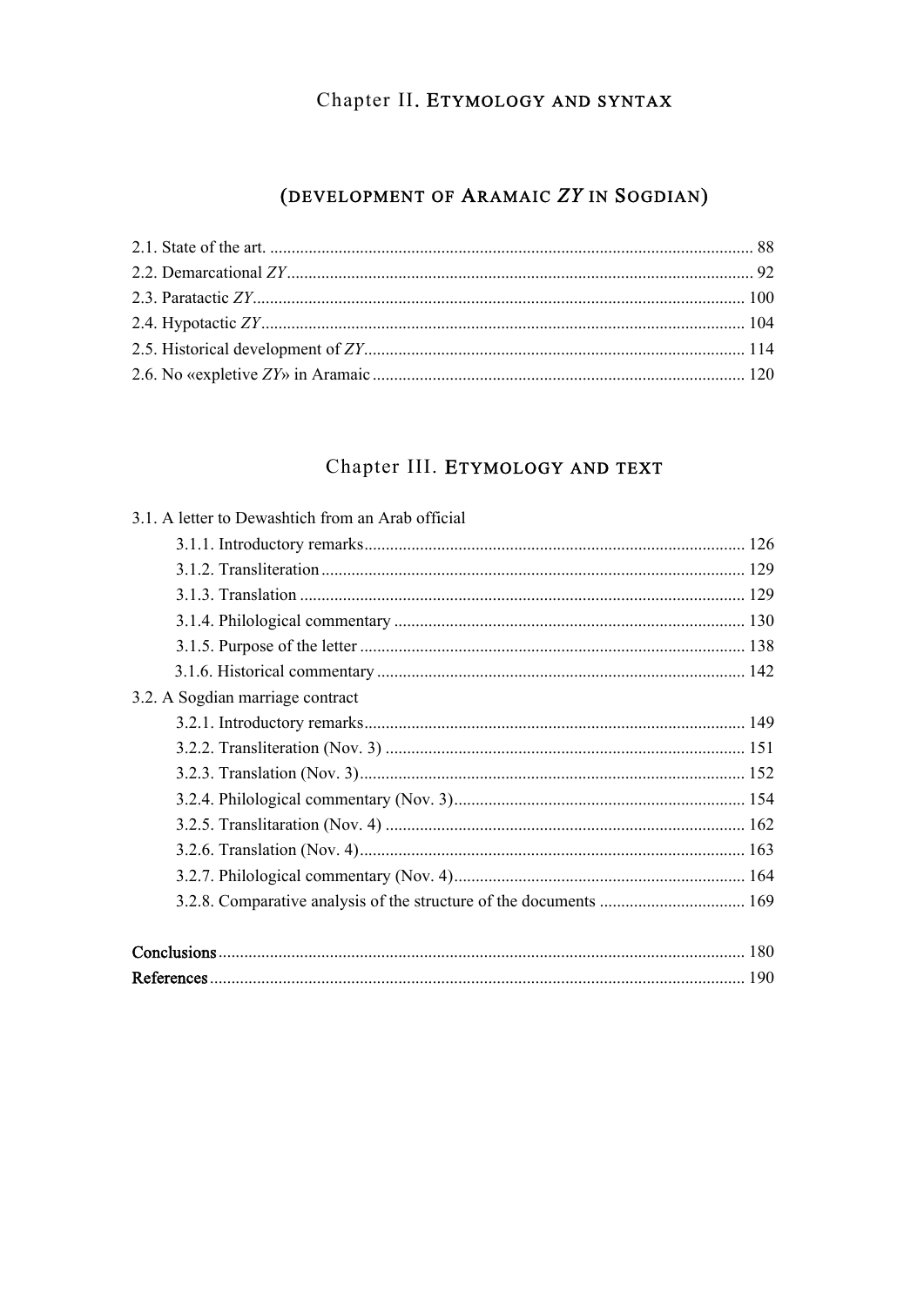## Chapter II. Etymology and syntax

## (development of Aramaic *ZY* in Sogdian)

2.1. State of the art. .......... 88
2.2. Demarcational *ZY* .......... 92
2.3. Paratactic *ZY* .......... 100
2.4. Hypotactic *ZY* .......... 104
2.5. Historical development of *ZY* .......... 114
2.6. No «expletive *ZY*» in Aramaic .......... 120

## Chapter III. Etymology and text

3.1. A letter to Dewashtich from an Arab official

- 3.1.1. Introductory remarks .......... 126
- 3.1.2. Transliteration .......... 129
- 3.1.3. Translation .......... 129
- 3.1.4. Philological commentary .......... 130
- 3.1.5. Purpose of the letter .......... 138
- 3.1.6. Historical commentary .......... 142

3.2. A Sogdian marriage contract

- 3.2.1. Introductory remarks .......... 149
- 3.2.2. Transliteration (Nov. 3) .......... 151
- 3.2.3. Translation (Nov. 3) .......... 152
- 3.2.4. Philological commentary (Nov. 3) .......... 154
- 3.2.5. Translitaration (Nov. 4) .......... 162
- 3.2.6. Translation (Nov. 4) .......... 163
- 3.2.7. Philological commentary (Nov. 4) .......... 164
- 3.2.8. Comparative analysis of the structure of the documents .......... 169

**Conclusions** .......... 180
**References** .......... 190